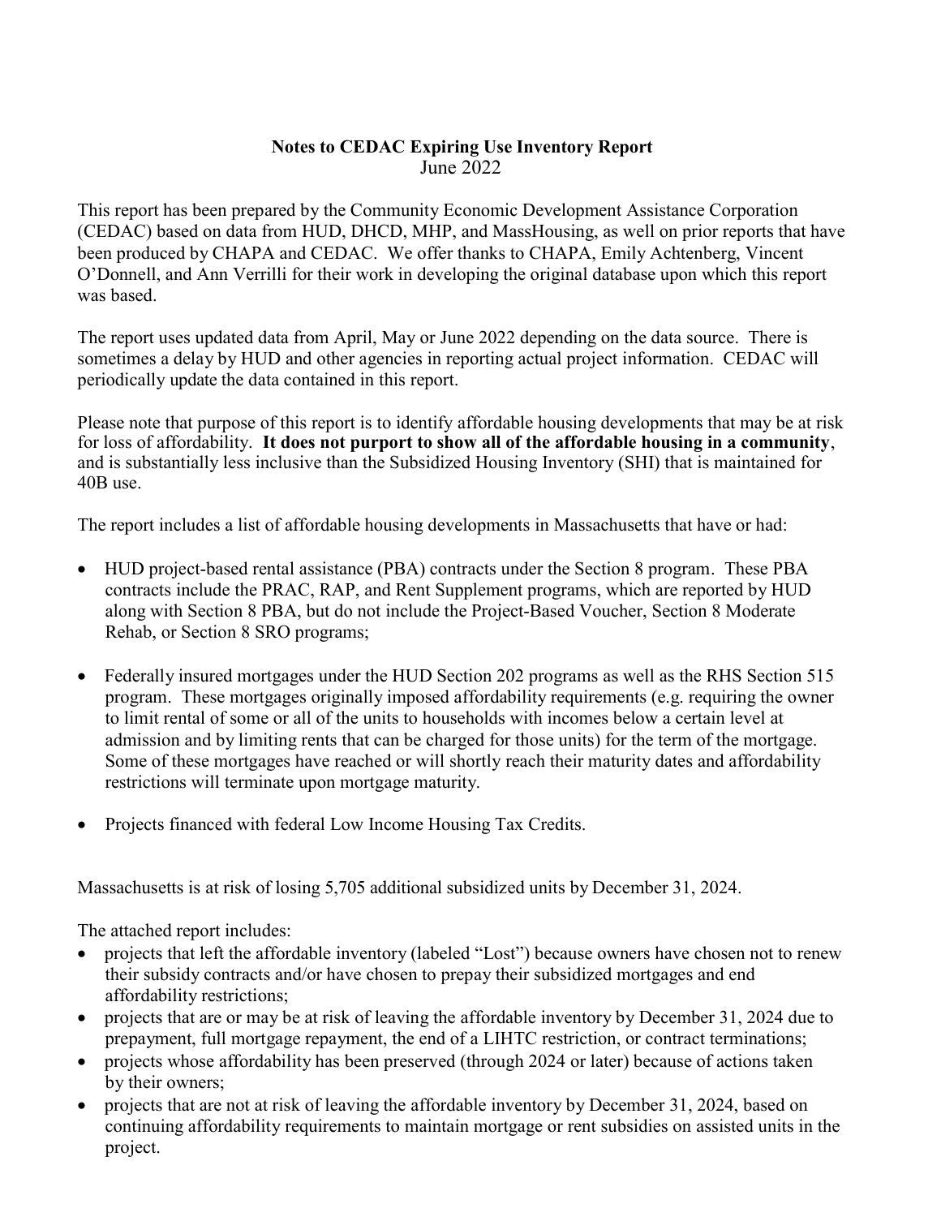**Notes to CEDAC Expiring Use Inventory Report**
June 2022

This report has been prepared by the Community Economic Development Assistance Corporation (CEDAC) based on data from HUD, DHCD, MHP, and MassHousing, as well on prior reports that have been produced by CHAPA and CEDAC. We offer thanks to CHAPA, Emily Achtenberg, Vincent O'Donnell, and Ann Verrilli for their work in developing the original database upon which this report was based.

The report uses updated data from April, May or June 2022 depending on the data source. There is sometimes a delay by HUD and other agencies in reporting actual project information. CEDAC will periodically update the data contained in this report.

Please note that purpose of this report is to identify affordable housing developments that may be at risk for loss of affordability. **It does not purport to show all of the affordable housing in a community**, and is substantially less inclusive than the Subsidized Housing Inventory (SHI) that is maintained for 40B use.

The report includes a list of affordable housing developments in Massachusetts that have or had:

- HUD project-based rental assistance (PBA) contracts under the Section 8 program. These PBA contracts include the PRAC, RAP, and Rent Supplement programs, which are reported by HUD along with Section 8 PBA, but do not include the Project-Based Voucher, Section 8 Moderate Rehab, or Section 8 SRO programs;

- Federally insured mortgages under the HUD Section 202 programs as well as the RHS Section 515 program. These mortgages originally imposed affordability requirements (e.g. requiring the owner to limit rental of some or all of the units to households with incomes below a certain level at admission and by limiting rents that can be charged for those units) for the term of the mortgage. Some of these mortgages have reached or will shortly reach their maturity dates and affordability restrictions will terminate upon mortgage maturity.

- Projects financed with federal Low Income Housing Tax Credits.

Massachusetts is at risk of losing 5,705 additional subsidized units by December 31, 2024.

The attached report includes:

- projects that left the affordable inventory (labeled "Lost") because owners have chosen not to renew their subsidy contracts and/or have chosen to prepay their subsidized mortgages and end affordability restrictions;
- projects that are or may be at risk of leaving the affordable inventory by December 31, 2024 due to prepayment, full mortgage repayment, the end of a LIHTC restriction, or contract terminations;
- projects whose affordability has been preserved (through 2024 or later) because of actions taken by their owners;
- projects that are not at risk of leaving the affordable inventory by December 31, 2024, based on continuing affordability requirements to maintain mortgage or rent subsidies on assisted units in the project.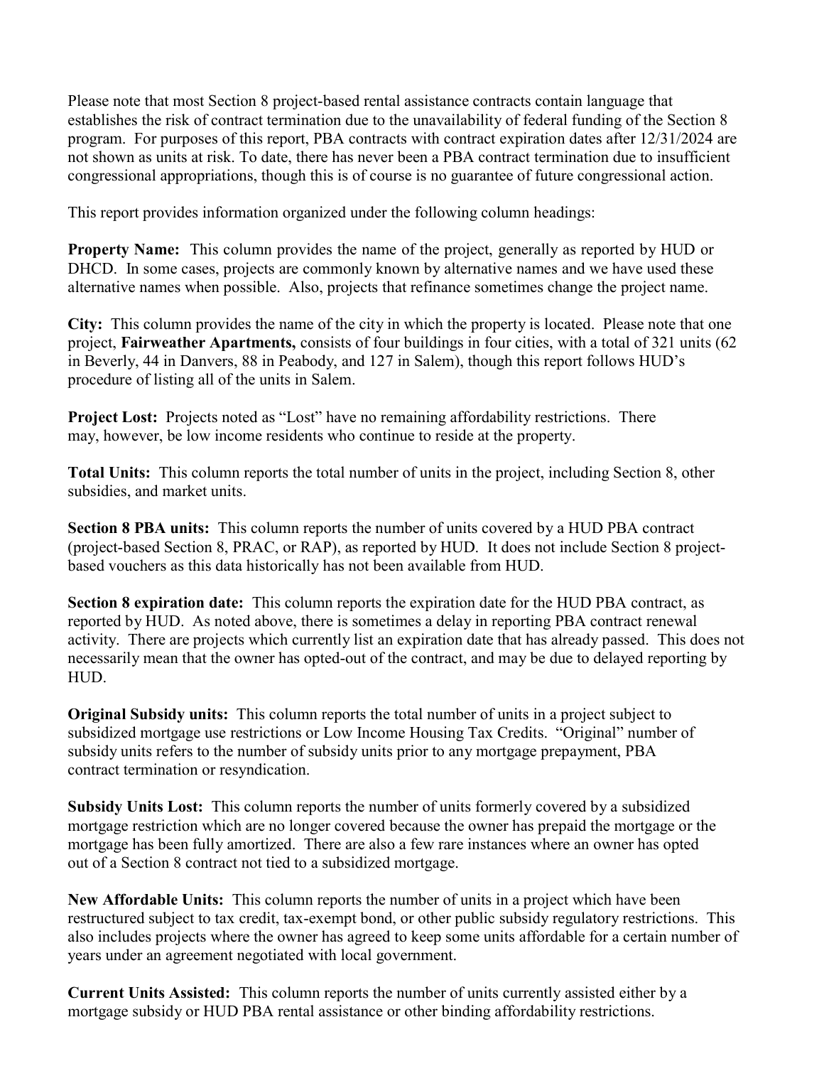Please note that most Section 8 project-based rental assistance contracts contain language that establishes the risk of contract termination due to the unavailability of federal funding of the Section 8 program. For purposes of this report, PBA contracts with contract expiration dates after 12/31/2024 are not shown as units at risk. To date, there has never been a PBA contract termination due to insufficient congressional appropriations, though this is of course is no guarantee of future congressional action.

This report provides information organized under the following column headings:

**Property Name:** This column provides the name of the project, generally as reported by HUD or DHCD. In some cases, projects are commonly known by alternative names and we have used these alternative names when possible. Also, projects that refinance sometimes change the project name.

**City:** This column provides the name of the city in which the property is located. Please note that one project, **Fairweather Apartments,** consists of four buildings in four cities, with a total of 321 units (62 in Beverly, 44 in Danvers, 88 in Peabody, and 127 in Salem), though this report follows HUD's procedure of listing all of the units in Salem.

**Project Lost:** Projects noted as "Lost" have no remaining affordability restrictions. There may, however, be low income residents who continue to reside at the property.

**Total Units:** This column reports the total number of units in the project, including Section 8, other subsidies, and market units.

**Section 8 PBA units:** This column reports the number of units covered by a HUD PBA contract (project-based Section 8, PRAC, or RAP), as reported by HUD. It does not include Section 8 project-based vouchers as this data historically has not been available from HUD.

**Section 8 expiration date:** This column reports the expiration date for the HUD PBA contract, as reported by HUD. As noted above, there is sometimes a delay in reporting PBA contract renewal activity. There are projects which currently list an expiration date that has already passed. This does not necessarily mean that the owner has opted-out of the contract, and may be due to delayed reporting by HUD.

**Original Subsidy units:** This column reports the total number of units in a project subject to subsidized mortgage use restrictions or Low Income Housing Tax Credits. "Original" number of subsidy units refers to the number of subsidy units prior to any mortgage prepayment, PBA contract termination or resyndication.

**Subsidy Units Lost:** This column reports the number of units formerly covered by a subsidized mortgage restriction which are no longer covered because the owner has prepaid the mortgage or the mortgage has been fully amortized. There are also a few rare instances where an owner has opted out of a Section 8 contract not tied to a subsidized mortgage.

**New Affordable Units:** This column reports the number of units in a project which have been restructured subject to tax credit, tax-exempt bond, or other public subsidy regulatory restrictions. This also includes projects where the owner has agreed to keep some units affordable for a certain number of years under an agreement negotiated with local government.

**Current Units Assisted:** This column reports the number of units currently assisted either by a mortgage subsidy or HUD PBA rental assistance or other binding affordability restrictions.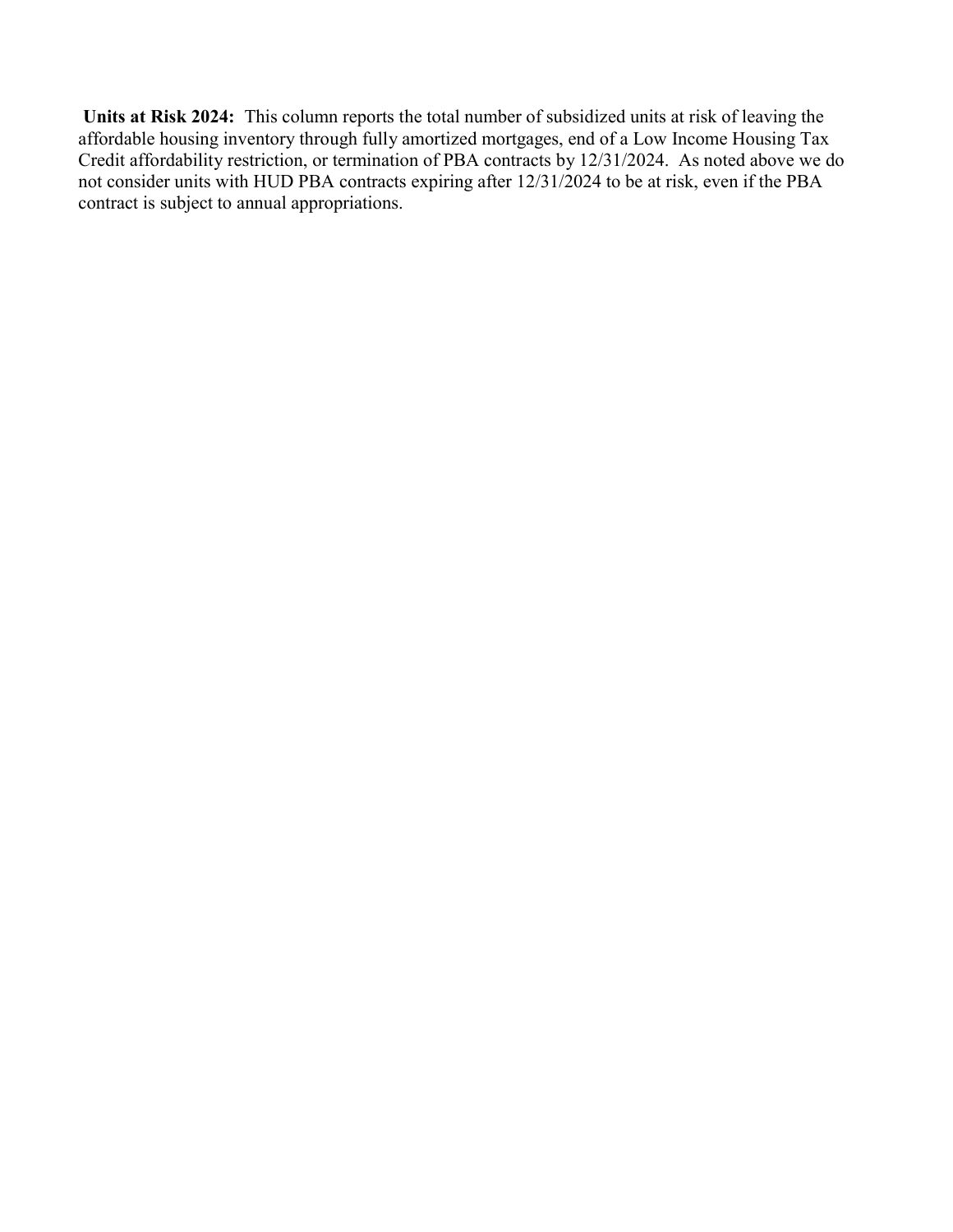**Units at Risk 2024:** This column reports the total number of subsidized units at risk of leaving the affordable housing inventory through fully amortized mortgages, end of a Low Income Housing Tax Credit affordability restriction, or termination of PBA contracts by 12/31/2024. As noted above we do not consider units with HUD PBA contracts expiring after 12/31/2024 to be at risk, even if the PBA contract is subject to annual appropriations.